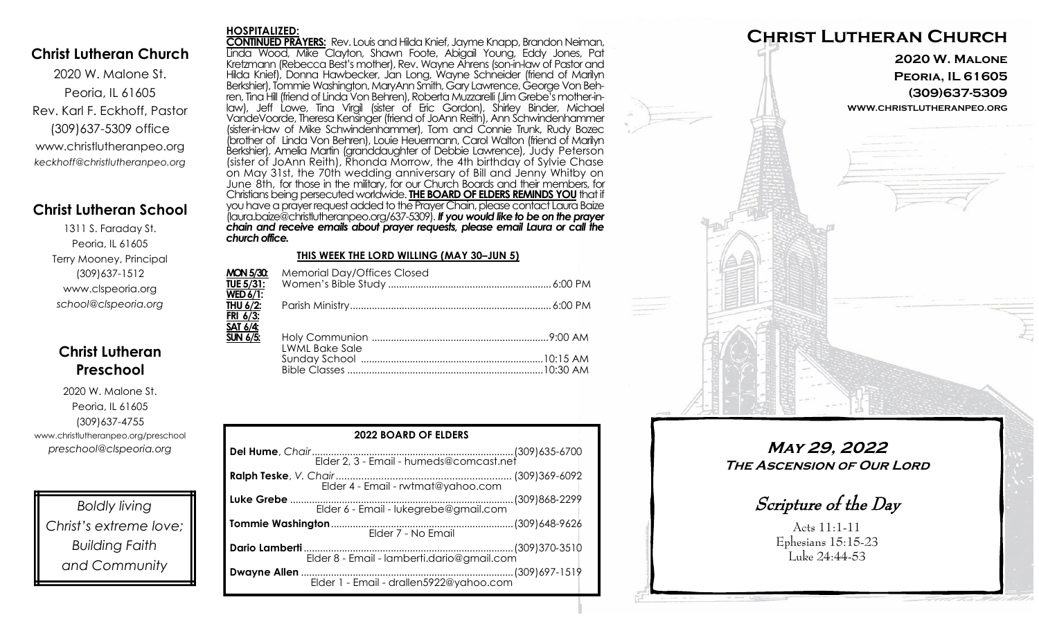## Christ Lutheran Church

2020 W. Malone St.
Peoria, IL 61605
Rev. Karl F. Eckhoff, Pastor
(309)637-5309 office
www.christlutheranpeo.org
*keckhoff@christlutheranpeo.org*

## Christ Lutheran School

1311 S. Faraday St.
Peoria, IL 61605
Terry Mooney, Principal
(309)637-1512
www.clspeoria.org
*school@clspeoria.org*

## Christ Lutheran Preschool

2020 W. Malone St.
Peoria, IL 61605
(309)637-4755
www.christlutheranpeo.org/preschool
*preschool@clspeoria.org*

*Boldly living Christ's extreme love; Building Faith and Community*

**HOSPITALIZED:**

**CONTINUED PRAYERS:** Rev. Louis and Hilda Knief, Jayme Knapp, Brandon Neiman, Linda Wood, Mike Clayton, Shawn Foote, Abigail Young, Eddy Jones, Pat Kretzmann (Rebecca Best's mother), Rev. Wayne Ahrens (son-in-law of Pastor and Hilda Knief), Donna Hawbecker, Jan Long, Wayne Schneider (friend of Marilyn Berkshier), Tommie Washington, MaryAnn Smith, Gary Lawrence, George Von Behren, Tina Hill (friend of Linda Von Behren), Roberta Muzzarelli (Jim Grebe's mother-in-law), Jeff Lowe, Tina Virgil (sister of Eric Gordon), Shirley Binder, Michael VandeVoorde, Theresa Kensinger (friend of JoAnn Reith), Ann Schwindenhammer (sister-in-law of Mike Schwindenhammer), Tom and Connie Trunk, Rudy Bozec (brother of Linda Von Behren), Louie Heuermann, Carol Walton (friend of Marilyn Berkshier), Amelia Martin (granddaughter of Debbie Lawrence), Judy Peterson (sister of JoAnn Reith), Rhonda Morrow, the 4th birthday of Sylvie Chase on May 31st, the 70th wedding anniversary of Bill and Jenny Whitby on June 8th, for those in the military, for our Church Boards and their members, for Christians being persecuted worldwide. **THE BOARD OF ELDERS REMINDS YOU** that if you have a prayer request added to the Prayer Chain, please contact Laura Baize (laura.baize@christlutheranpeo.org/637-5309). ***If you would like to be on the prayer chain and receive emails about prayer requests, please email Laura or call the church office.***

**THIS WEEK THE LORD WILLING (MAY 30–JUN 5)**

| | | |
|---|---|---|
| **MON 5/30:** | Memorial Day/Offices Closed | |
| **TUE 5/31:** | Women's Bible Study | 6:00 PM |
| **WED 6/1:** | | |
| **THU 6/2:** | Parish Ministry | 6:00 PM |
| **FRI 6/3:** | | |
| **SAT 6/4:** | | |
| **SUN 6/5:** | Holy Communion | 9:00 AM |
| | LWML Bake Sale | |
| | Sunday School | 10:15 AM |
| | Bible Classes | 10:30 AM |

**2022 BOARD OF ELDERS**

| Name | Phone |
|---|---|
| **Del Hume**, *Chair* — Elder 2, 3 - Email - humeds@comcast.net | (309)635-6700 |
| **Ralph Teske**, *V. Chair* — Elder 4 - Email - rwtmat@yahoo.com | (309)369-6092 |
| **Luke Grebe** — Elder 6 - Email - lukegrebe@gmail.com | (309)868-2299 |
| **Tommie Washington** — Elder 7 - No Email | (309)648-9626 |
| **Dario Lamberti** — Elder 8 - Email - lamberti.dario@gmail.com | (309)370-3510 |
| **Dwayne Allen** — Elder 1 - Email - drallen5922@yahoo.com | (309)697-1519 |

# Christ Lutheran Church

**2020 W. Malone**
**Peoria, IL 61605**
**(309)637-5309**
**www.christlutheranpeo.org**

## *May 29, 2022*
### *The Ascension of Our Lord*

*Scripture of the Day*

Acts 11:1-11
Ephesians 15:15-23
Luke 24:44-53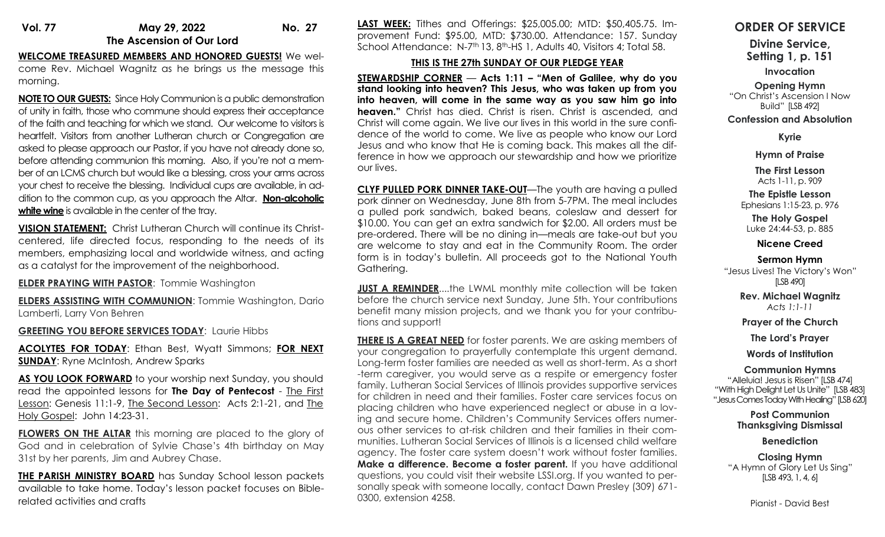**Vol. 77** **May 29, 2022** **No. 27**

**The Ascension of Our Lord**

**WELCOME TREASURED MEMBERS AND HONORED GUESTS!** We welcome Rev. Michael Wagnitz as he brings us the message this morning.

**NOTE TO OUR GUESTS:** Since Holy Communion is a public demonstration of unity in faith, those who commune should express their acceptance of the faith and teaching for which we stand. Our welcome to visitors is heartfelt. Visitors from another Lutheran church or Congregation are asked to please approach our Pastor, if you have not already done so, before attending communion this morning. Also, if you're not a member of an LCMS church but would like a blessing, cross your arms across your chest to receive the blessing. Individual cups are available, in addition to the common cup, as you approach the Altar. **Non-alcoholic white wine** is available in the center of the tray.

**VISION STATEMENT:** Christ Lutheran Church will continue its Christ-centered, life directed focus, responding to the needs of its members, emphasizing local and worldwide witness, and acting as a catalyst for the improvement of the neighborhood.

**ELDER PRAYING WITH PASTOR**: Tommie Washington

**ELDERS ASSISTING WITH COMMUNION**: Tommie Washington, Dario Lamberti, Larry Von Behren

**GREETING YOU BEFORE SERVICES TODAY**: Laurie Hibbs

**ACOLYTES FOR TODAY**: Ethan Best, Wyatt Simmons; **FOR NEXT SUNDAY**: Ryne McIntosh, Andrew Sparks

**AS YOU LOOK FORWARD** to your worship next Sunday, you should read the appointed lessons for **The Day of Pentecost** - The First Lesson: Genesis 11:1-9, The Second Lesson: Acts 2:1-21, and The Holy Gospel: John 14:23-31.

**FLOWERS ON THE ALTAR** this morning are placed to the glory of God and in celebration of Sylvie Chase's 4th birthday on May 31st by her parents, Jim and Aubrey Chase.

**THE PARISH MINISTRY BOARD** has Sunday School lesson packets available to take home. Today's lesson packet focuses on Bible-related activities and crafts

**LAST WEEK:** Tithes and Offerings: $25,005.00; MTD: $50,405.75. Improvement Fund: $95.00, MTD: $730.00. Attendance: 157. Sunday School Attendance: N-7th 13, 8th-HS 1, Adults 40, Visitors 4; Total 58.

**THIS IS THE 27th SUNDAY OF OUR PLEDGE YEAR**

**STEWARDSHIP CORNER** — **Acts 1:11 – "Men of Galilee, why do you stand looking into heaven? This Jesus, who was taken up from you into heaven, will come in the same way as you saw him go into heaven."** Christ has died. Christ is risen. Christ is ascended, and Christ will come again. We live our lives in this world in the sure confidence of the world to come. We live as people who know our Lord Jesus and who know that He is coming back. This makes all the difference in how we approach our stewardship and how we prioritize our lives.

**CLYF PULLED PORK DINNER TAKE-OUT**—The youth are having a pulled pork dinner on Wednesday, June 8th from 5-7PM. The meal includes a pulled pork sandwich, baked beans, coleslaw and dessert for $10.00. You can get an extra sandwich for $2.00. All orders must be pre-ordered. There will be no dining in—meals are take-out but you are welcome to stay and eat in the Community Room. The order form is in today's bulletin. All proceeds got to the National Youth Gathering.

**JUST A REMINDER**....the LWML monthly mite collection will be taken before the church service next Sunday, June 5th. Your contributions benefit many mission projects, and we thank you for your contributions and support!

**THERE IS A GREAT NEED** for foster parents. We are asking members of your congregation to prayerfully contemplate this urgent demand. Long-term foster families are needed as well as short-term. As a short-term caregiver, you would serve as a respite or emergency foster family. Lutheran Social Services of Illinois provides supportive services for children in need and their families. Foster care services focus on placing children who have experienced neglect or abuse in a loving and secure home. Children's Community Services offers numerous other services to at-risk children and their families in their communities. Lutheran Social Services of Illinois is a licensed child welfare agency. The foster care system doesn't work without foster families. **Make a difference. Become a foster parent.** If you have additional questions, you could visit their website LSSI.org. If you wanted to personally speak with someone locally, contact Dawn Presley (309) 671-0300, extension 4258.

# ORDER OF SERVICE

**Divine Service, Setting 1, p. 151**

**Invocation**

**Opening Hymn**
"On Christ's Ascension I Now Build" [LSB 492]

**Confession and Absolution**

**Kyrie**

**Hymn of Praise**

**The First Lesson**
Acts 1-11, p. 909

**The Epistle Lesson**
Ephesians 1:15-23, p. 976

**The Holy Gospel**
Luke 24:44-53, p. 885

**Nicene Creed**

**Sermon Hymn**
"Jesus Lives! The Victory's Won" [LSB 490]

**Rev. Michael Wagnitz**
*Acts 1:1-11*

**Prayer of the Church**

**The Lord's Prayer**

**Words of Institution**

**Communion Hymns**
"Alleluia! Jesus is Risen" [LSB 474]
"With High Delight Let Us Unite" [LSB 483]
"Jesus Comes Today With Healing" [LSB 620]

**Post Communion Thanksgiving Dismissal**

**Benediction**

**Closing Hymn**
"A Hymn of Glory Let Us Sing" [LSB 493, 1, 4, 6]

Pianist - David Best